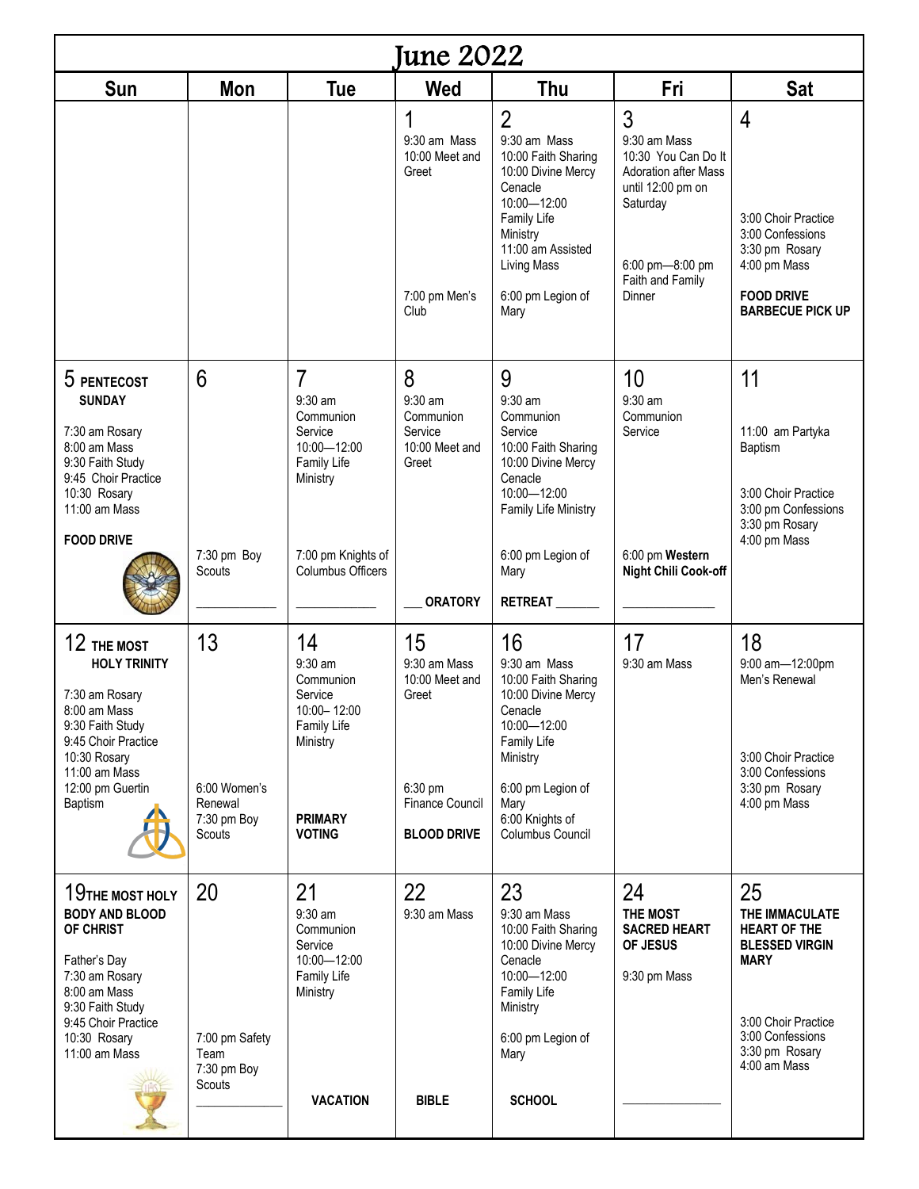# June 2022

| Sun | Mon | Tue | Wed | Thu | Fri | Sat |
|---|---|---|---|---|---|---|
| | | | 1<br>9:30 am Mass<br>10:00 Meet and Greet<br>7:00 pm Men's Club | 2<br>9:30 am Mass<br>10:00 Faith Sharing<br>10:00 Divine Mercy Cenacle<br>10:00—12:00 Family Life Ministry<br>11:00 am Assisted Living Mass<br>6:00 pm Legion of Mary | 3<br>9:30 am Mass<br>10:30 You Can Do It<br>Adoration after Mass until 12:00 pm on Saturday<br>6:00 pm—8:00 pm Faith and Family Dinner | 4<br>3:00 Choir Practice<br>3:00 Confessions<br>3:30 pm Rosary<br>4:00 pm Mass<br>**FOOD DRIVE**<br>**BARBECUE PICK UP** |
| 5 **PENTECOST SUNDAY**<br>7:30 am Rosary<br>8:00 am Mass<br>9:30 Faith Study<br>9:45 Choir Practice<br>10:30 Rosary<br>11:00 am Mass<br>**FOOD DRIVE** | 6<br>7:30 pm Boy Scouts<br>____________ | 7<br>9:30 am Communion Service<br>10:00—12:00 Family Life Ministry<br>7:00 pm Knights of Columbus Officers<br>____________ | 8<br>9:30 am Communion Service<br>10:00 Meet and Greet<br>___ **ORATORY** | 9<br>9:30 am Communion Service<br>10:00 Faith Sharing<br>10:00 Divine Mercy Cenacle<br>10:00—12:00 Family Life Ministry<br>6:00 pm Legion of Mary<br>**RETREAT** ______ | 10<br>9:30 am Communion Service<br>6:00 pm **Western Night Chili Cook-off**<br>______________ | 11<br>11:00 am Partyka Baptism<br>3:00 Choir Practice<br>3:00 pm Confessions<br>3:30 pm Rosary<br>4:00 pm Mass |
| 12 **THE MOST HOLY TRINITY**<br>7:30 am Rosary<br>8:00 am Mass<br>9:30 Faith Study<br>9:45 Choir Practice<br>10:30 Rosary<br>11:00 am Mass<br>12:00 pm Guertin Baptism | 13<br>6:00 Women's Renewal<br>7:30 pm Boy Scouts | 14<br>9:30 am Communion Service<br>10:00– 12:00 Family Life Ministry<br>**PRIMARY VOTING** | 15<br>9:30 am Mass<br>10:00 Meet and Greet<br>6:30 pm Finance Council<br>**BLOOD DRIVE** | 16<br>9:30 am Mass<br>10:00 Faith Sharing<br>10:00 Divine Mercy Cenacle<br>10:00—12:00 Family Life Ministry<br>6:00 pm Legion of Mary<br>6:00 Knights of Columbus Council | 17<br>9:30 am Mass | 18<br>9:00 am—12:00pm Men's Renewal<br>3:00 Choir Practice<br>3:00 Confessions<br>3:30 pm Rosary<br>4:00 pm Mass |
| 19 **THE MOST HOLY BODY AND BLOOD OF CHRIST**<br>Father's Day<br>7:30 am Rosary<br>8:00 am Mass<br>9:30 Faith Study<br>9:45 Choir Practice<br>10:30 Rosary<br>11:00 am Mass | 20<br>7:00 pm Safety Team<br>7:30 pm Boy Scouts<br>____________ | 21<br>9:30 am Communion Service<br>10:00—12:00 Family Life Ministry<br>**VACATION** | 22<br>9:30 am Mass<br>**BIBLE** | 23<br>9:30 am Mass<br>10:00 Faith Sharing<br>10:00 Divine Mercy Cenacle<br>10:00—12:00 Family Life Ministry<br>6:00 pm Legion of Mary<br>**SCHOOL** | 24<br>**THE MOST SACRED HEART OF JESUS**<br>9:30 pm Mass<br>______________ | 25<br>**THE IMMACULATE HEART OF THE BLESSED VIRGIN MARY**<br>3:00 Choir Practice<br>3:00 Confessions<br>3:30 pm Rosary<br>4:00 am Mass |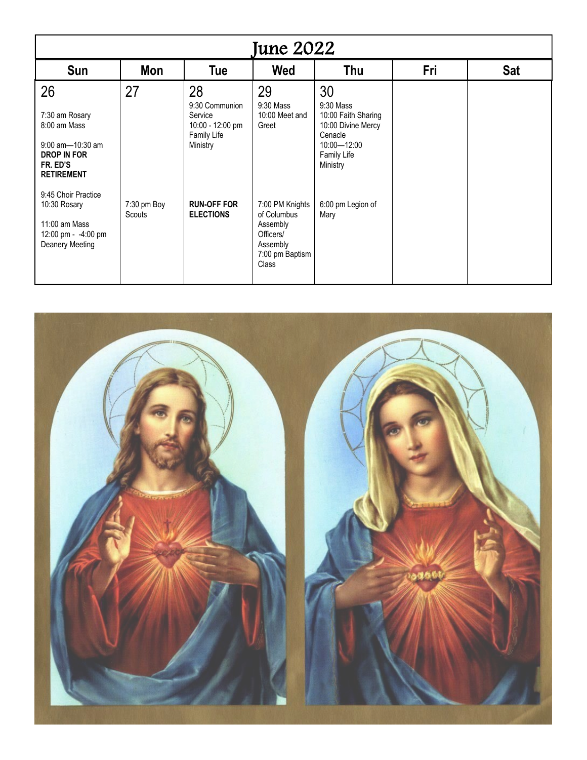| June 2022 | | | | | | |
|---|---|---|---|---|---|---|
| **Sun** | **Mon** | **Tue** | **Wed** | **Thu** | **Fri** | **Sat** |
| 26<br><br>7:30 am Rosary<br>8:00 am Mass<br><br>9:00 am—10:30 am<br>**DROP IN FOR FR. ED'S RETIREMENT**<br><br>9:45 Choir Practice<br>10:30 Rosary<br><br>11:00 am Mass<br>12:00 pm - -4:00 pm Deanery Meeting | 27<br><br>7:30 pm Boy Scouts | 28<br>9:30 Communion Service<br>10:00 - 12:00 pm Family Life Ministry<br><br>**RUN-OFF FOR ELECTIONS** | 29<br>9:30 Mass<br>10:00 Meet and Greet<br><br>7:00 PM Knights of Columbus Assembly Officers/ Assembly<br>7:00 pm Baptism Class | 30<br>9:30 Mass<br>10:00 Faith Sharing<br>10:00 Divine Mercy Cenacle<br>10:00—12:00 Family Life Ministry<br><br>6:00 pm Legion of Mary | | |